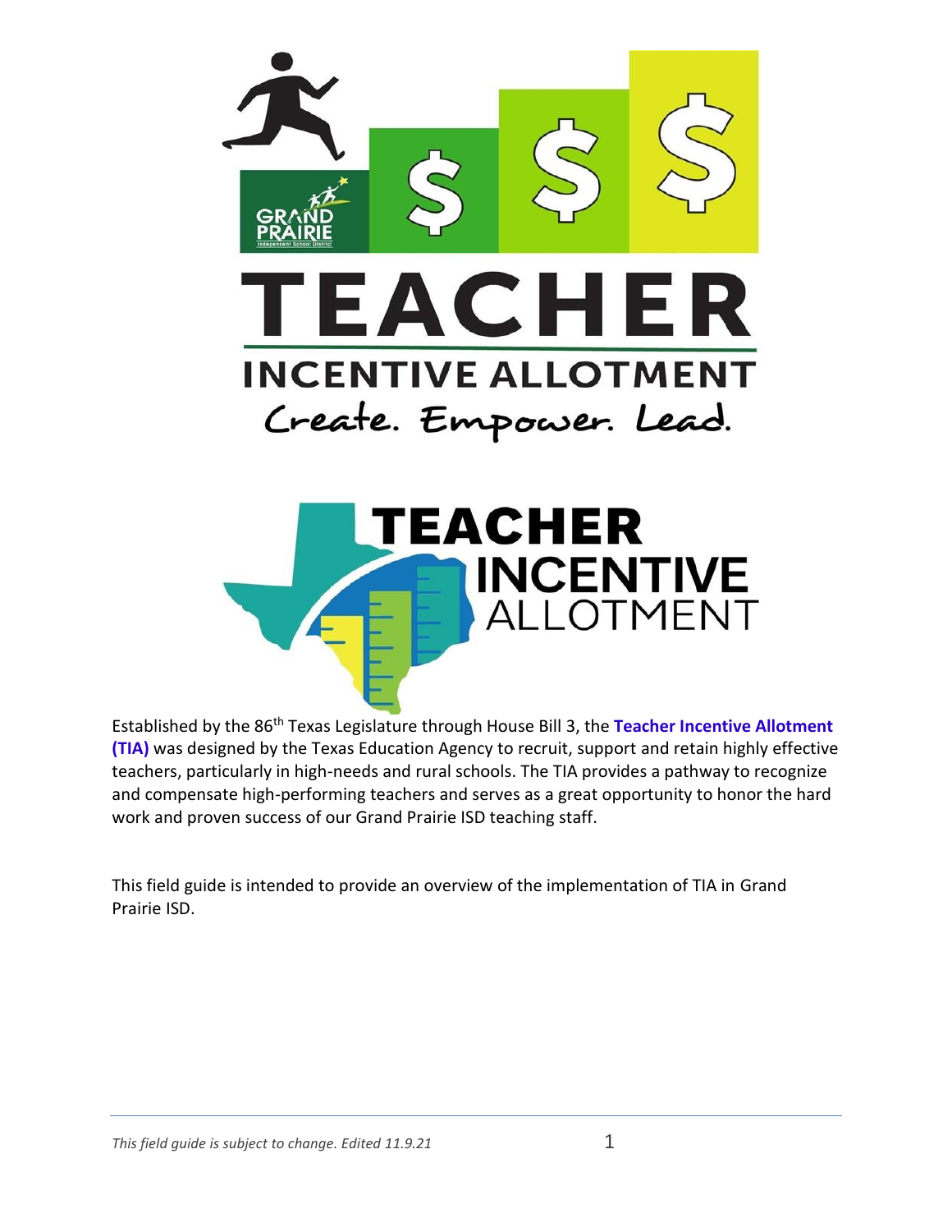# TEACHER

## INCENTIVE ALLOTMENT

*Create. Empower. Lead.*

# TEACHER INCENTIVE ALLOTMENT

Established by the 86th Texas Legislature through House Bill 3, the **Teacher Incentive Allotment (TIA)** was designed by the Texas Education Agency to recruit, support and retain highly effective teachers, particularly in high-needs and rural schools. The TIA provides a pathway to recognize and compensate high-performing teachers and serves as a great opportunity to honor the hard work and proven success of our Grand Prairie ISD teaching staff.

This field guide is intended to provide an overview of the implementation of TIA in Grand Prairie ISD.

*This field guide is subject to change. Edited 11.9.21*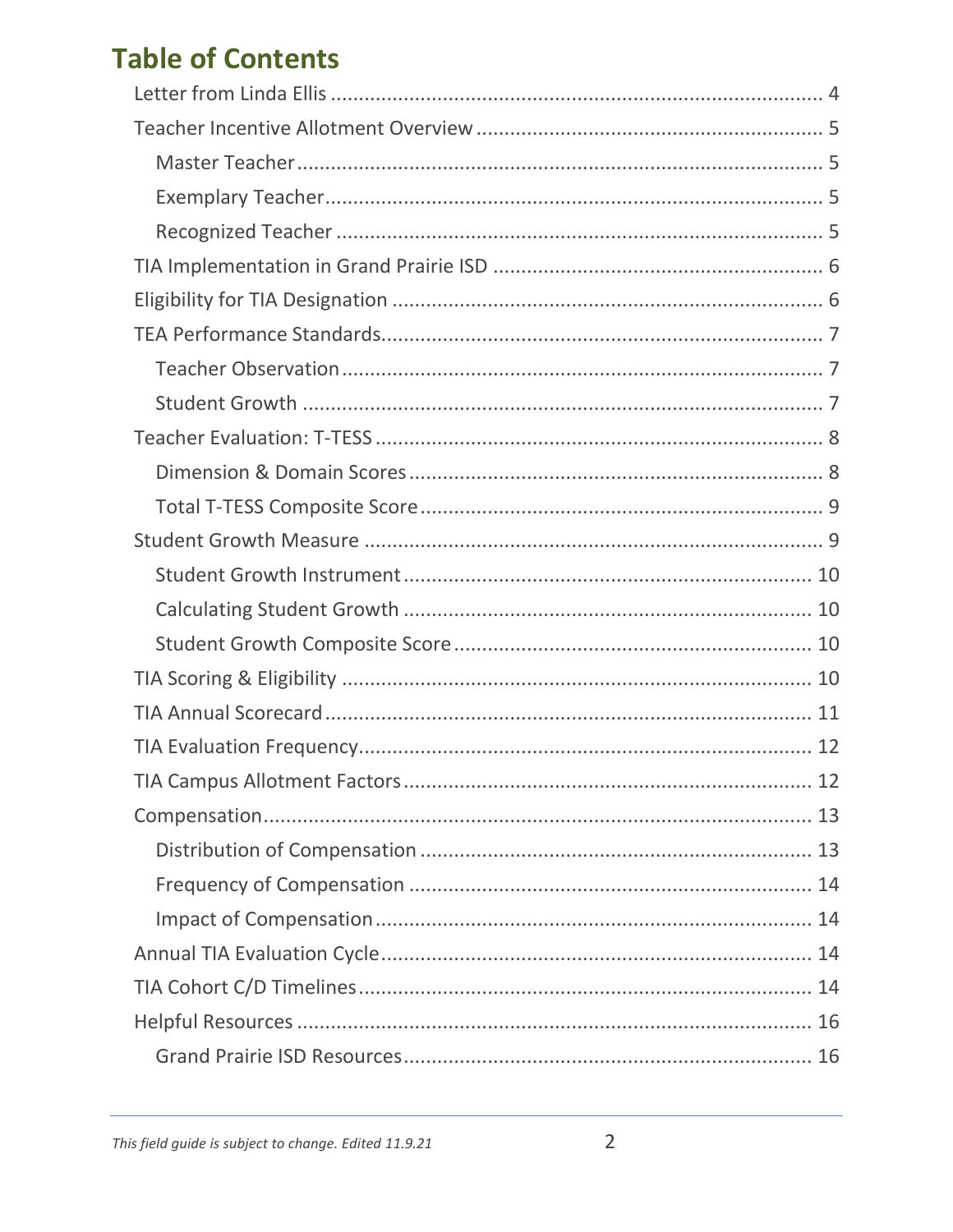# Table of Contents

- Letter from Linda Ellis ..... 4
- Teacher Incentive Allotment Overview ..... 5
  - Master Teacher ..... 5
  - Exemplary Teacher ..... 5
  - Recognized Teacher ..... 5
- TIA Implementation in Grand Prairie ISD ..... 6
- Eligibility for TIA Designation ..... 6
- TEA Performance Standards ..... 7
  - Teacher Observation ..... 7
  - Student Growth ..... 7
- Teacher Evaluation: T-TESS ..... 8
  - Dimension & Domain Scores ..... 8
  - Total T-TESS Composite Score ..... 9
- Student Growth Measure ..... 9
  - Student Growth Instrument ..... 10
  - Calculating Student Growth ..... 10
  - Student Growth Composite Score ..... 10
- TIA Scoring & Eligibility ..... 10
- TIA Annual Scorecard ..... 11
- TIA Evaluation Frequency ..... 12
- TIA Campus Allotment Factors ..... 12
- Compensation ..... 13
  - Distribution of Compensation ..... 13
  - Frequency of Compensation ..... 14
  - Impact of Compensation ..... 14
- Annual TIA Evaluation Cycle ..... 14
- TIA Cohort C/D Timelines ..... 14
- Helpful Resources ..... 16
  - Grand Prairie ISD Resources ..... 16

*This field guide is subject to change. Edited 11.9.21*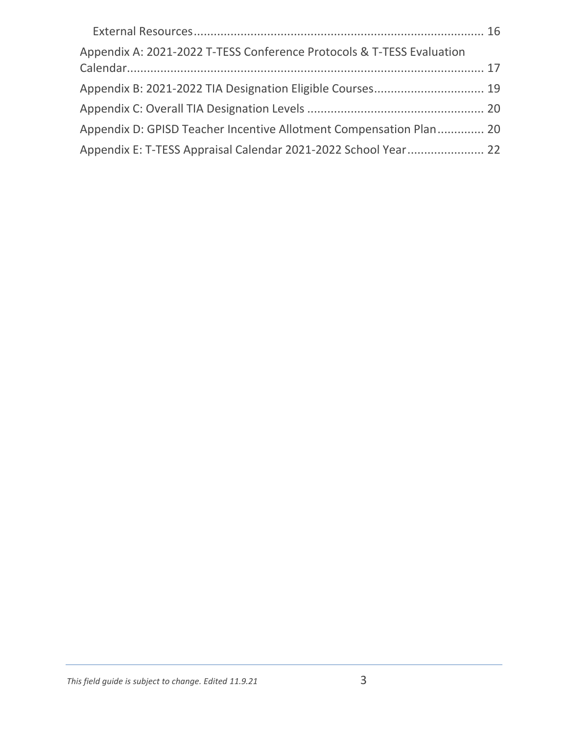External Resources ........................................................................................ 16

Appendix A: 2021-2022 T-TESS Conference Protocols & T-TESS Evaluation Calendar ........................................................................................................ 17

Appendix B: 2021-2022 TIA Designation Eligible Courses ................................ 19

Appendix C: Overall TIA Designation Levels ..................................................... 20

Appendix D: GPISD Teacher Incentive Allotment Compensation Plan ............. 20

Appendix E: T-TESS Appraisal Calendar 2021-2022 School Year ....................... 22

*This field guide is subject to change. Edited 11.9.21*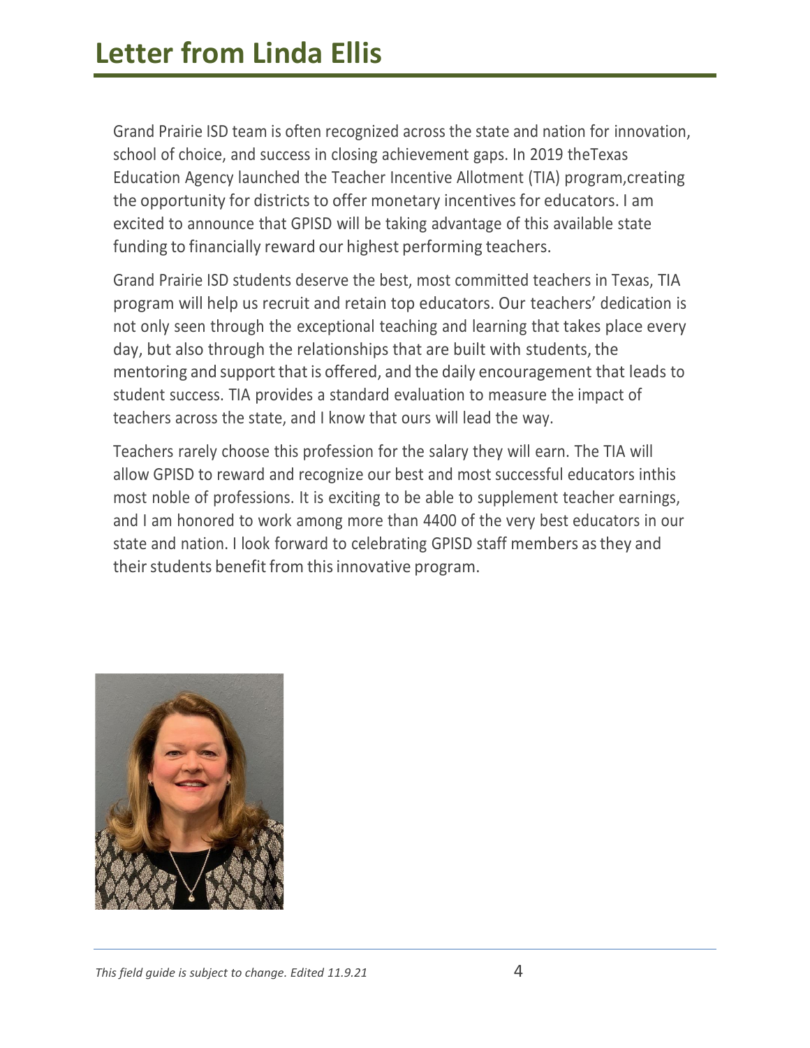# Letter from Linda Ellis

Grand Prairie ISD team is often recognized across the state and nation for innovation, school of choice, and success in closing achievement gaps. In 2019 theTexas Education Agency launched the Teacher Incentive Allotment (TIA) program,creating the opportunity for districts to offer monetary incentives for educators. I am excited to announce that GPISD will be taking advantage of this available state funding to financially reward our highest performing teachers.

Grand Prairie ISD students deserve the best, most committed teachers in Texas, TIA program will help us recruit and retain top educators. Our teachers' dedication is not only seen through the exceptional teaching and learning that takes place every day, but also through the relationships that are built with students, the mentoring and support that is offered, and the daily encouragement that leads to student success. TIA provides a standard evaluation to measure the impact of teachers across the state, and I know that ours will lead the way.

Teachers rarely choose this profession for the salary they will earn. The TIA will allow GPISD to reward and recognize our best and most successful educators inthis most noble of professions. It is exciting to be able to supplement teacher earnings, and I am honored to work among more than 4400 of the very best educators in our state and nation. I look forward to celebrating GPISD staff members as they and their students benefit from this innovative program.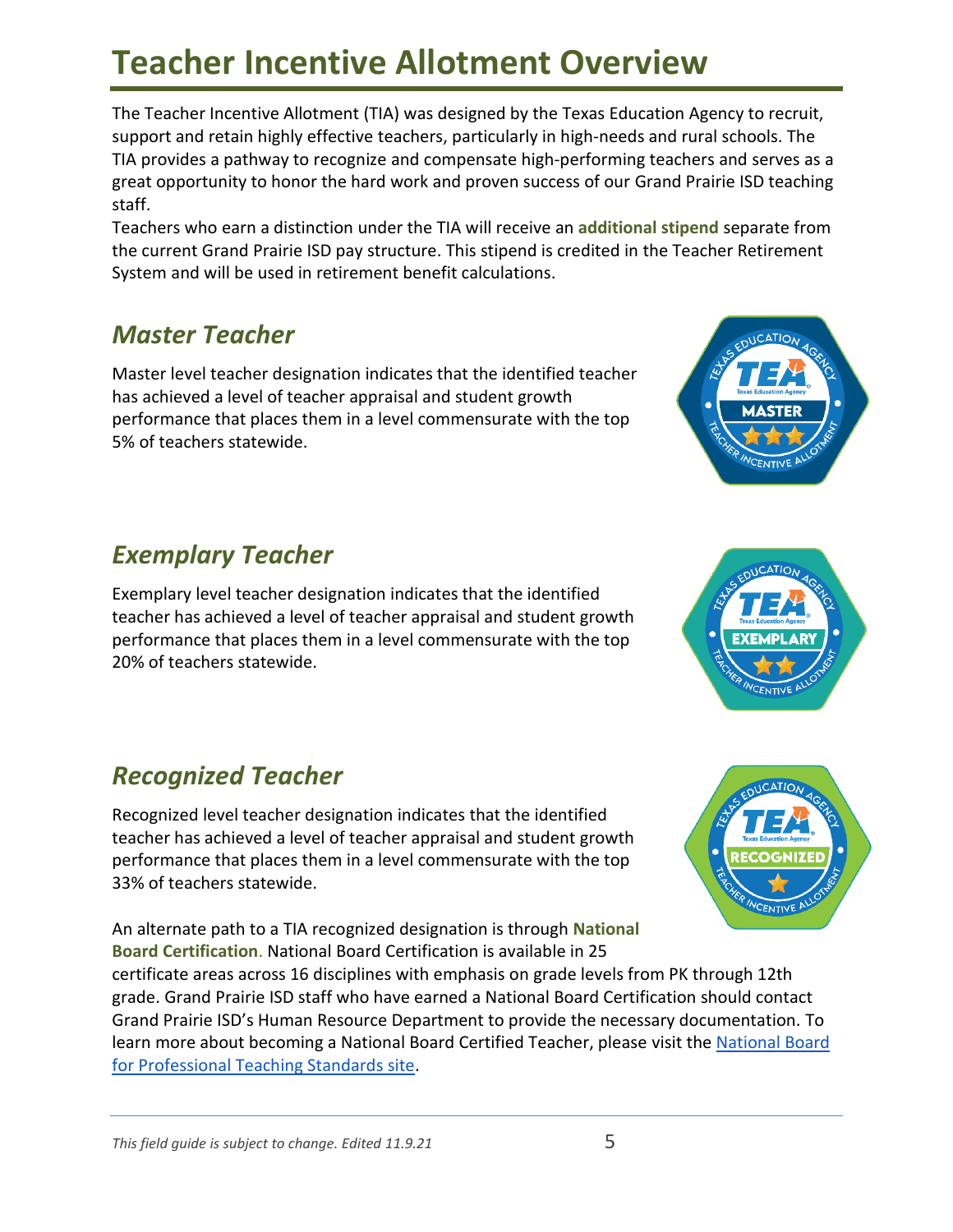# Teacher Incentive Allotment Overview

The Teacher Incentive Allotment (TIA) was designed by the Texas Education Agency to recruit, support and retain highly effective teachers, particularly in high-needs and rural schools. The TIA provides a pathway to recognize and compensate high-performing teachers and serves as a great opportunity to honor the hard work and proven success of our Grand Prairie ISD teaching staff.

Teachers who earn a distinction under the TIA will receive an **additional stipend** separate from the current Grand Prairie ISD pay structure. This stipend is credited in the Teacher Retirement System and will be used in retirement benefit calculations.

## *Master Teacher*

Master level teacher designation indicates that the identified teacher has achieved a level of teacher appraisal and student growth performance that places them in a level commensurate with the top 5% of teachers statewide.

## *Exemplary Teacher*

Exemplary level teacher designation indicates that the identified teacher has achieved a level of teacher appraisal and student growth performance that places them in a level commensurate with the top 20% of teachers statewide.

## *Recognized Teacher*

Recognized level teacher designation indicates that the identified teacher has achieved a level of teacher appraisal and student growth performance that places them in a level commensurate with the top 33% of teachers statewide.

An alternate path to a TIA recognized designation is through **National Board Certification**. National Board Certification is available in 25 certificate areas across 16 disciplines with emphasis on grade levels from PK through 12th grade. Grand Prairie ISD staff who have earned a National Board Certification should contact Grand Prairie ISD's Human Resource Department to provide the necessary documentation. To learn more about becoming a National Board Certified Teacher, please visit the [National Board for Professional Teaching Standards site](#).

*This field guide is subject to change. Edited 11.9.21*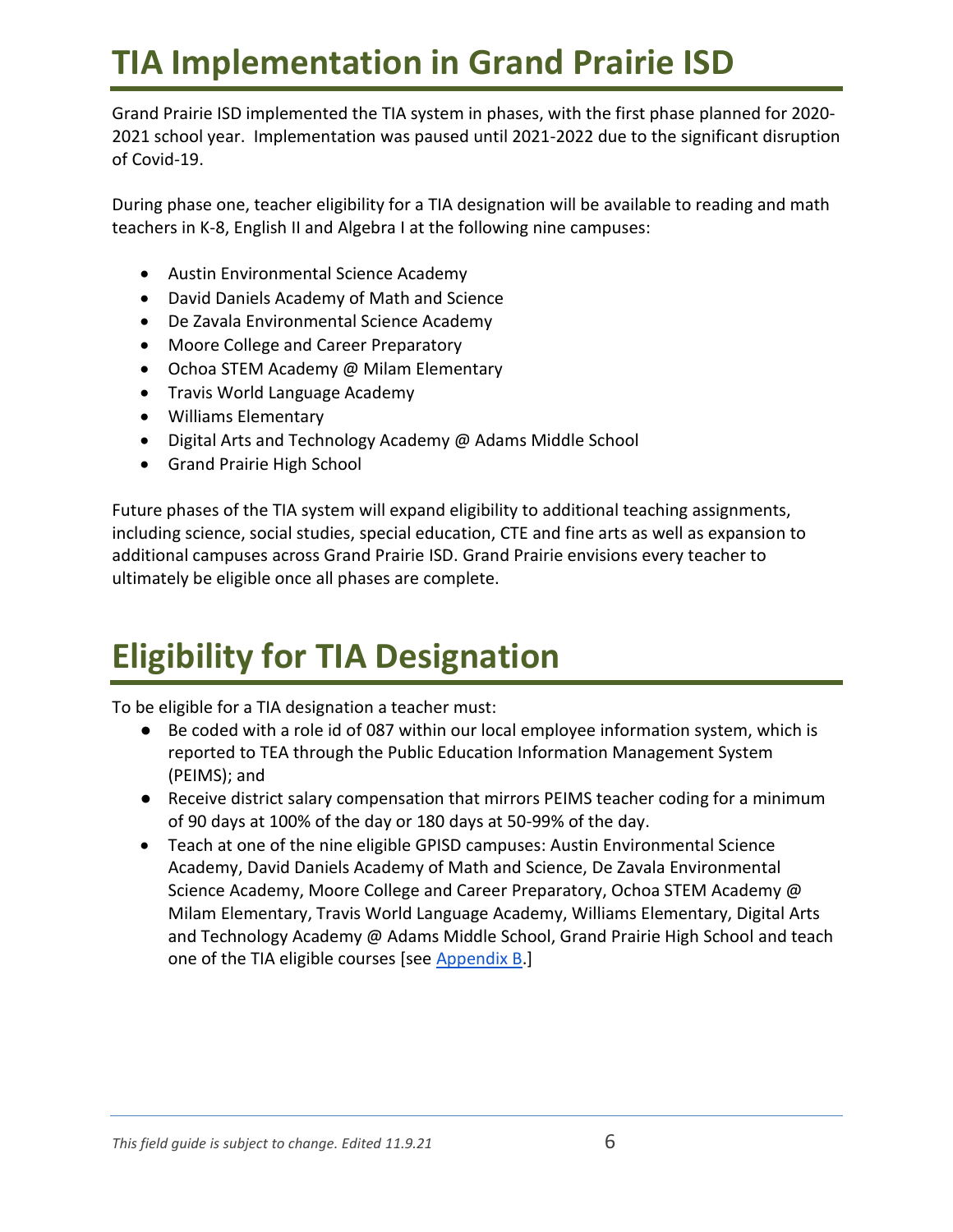# TIA Implementation in Grand Prairie ISD

Grand Prairie ISD implemented the TIA system in phases, with the first phase planned for 2020-2021 school year. Implementation was paused until 2021-2022 due to the significant disruption of Covid-19.

During phase one, teacher eligibility for a TIA designation will be available to reading and math teachers in K-8, English II and Algebra I at the following nine campuses:

- Austin Environmental Science Academy
- David Daniels Academy of Math and Science
- De Zavala Environmental Science Academy
- Moore College and Career Preparatory
- Ochoa STEM Academy @ Milam Elementary
- Travis World Language Academy
- Williams Elementary
- Digital Arts and Technology Academy @ Adams Middle School
- Grand Prairie High School

Future phases of the TIA system will expand eligibility to additional teaching assignments, including science, social studies, special education, CTE and fine arts as well as expansion to additional campuses across Grand Prairie ISD. Grand Prairie envisions every teacher to ultimately be eligible once all phases are complete.

# Eligibility for TIA Designation

To be eligible for a TIA designation a teacher must:

- Be coded with a role id of 087 within our local employee information system, which is reported to TEA through the Public Education Information Management System (PEIMS); and
- Receive district salary compensation that mirrors PEIMS teacher coding for a minimum of 90 days at 100% of the day or 180 days at 50-99% of the day.
- Teach at one of the nine eligible GPISD campuses: Austin Environmental Science Academy, David Daniels Academy of Math and Science, De Zavala Environmental Science Academy, Moore College and Career Preparatory, Ochoa STEM Academy @ Milam Elementary, Travis World Language Academy, Williams Elementary, Digital Arts and Technology Academy @ Adams Middle School, Grand Prairie High School and teach one of the TIA eligible courses [see Appendix B.]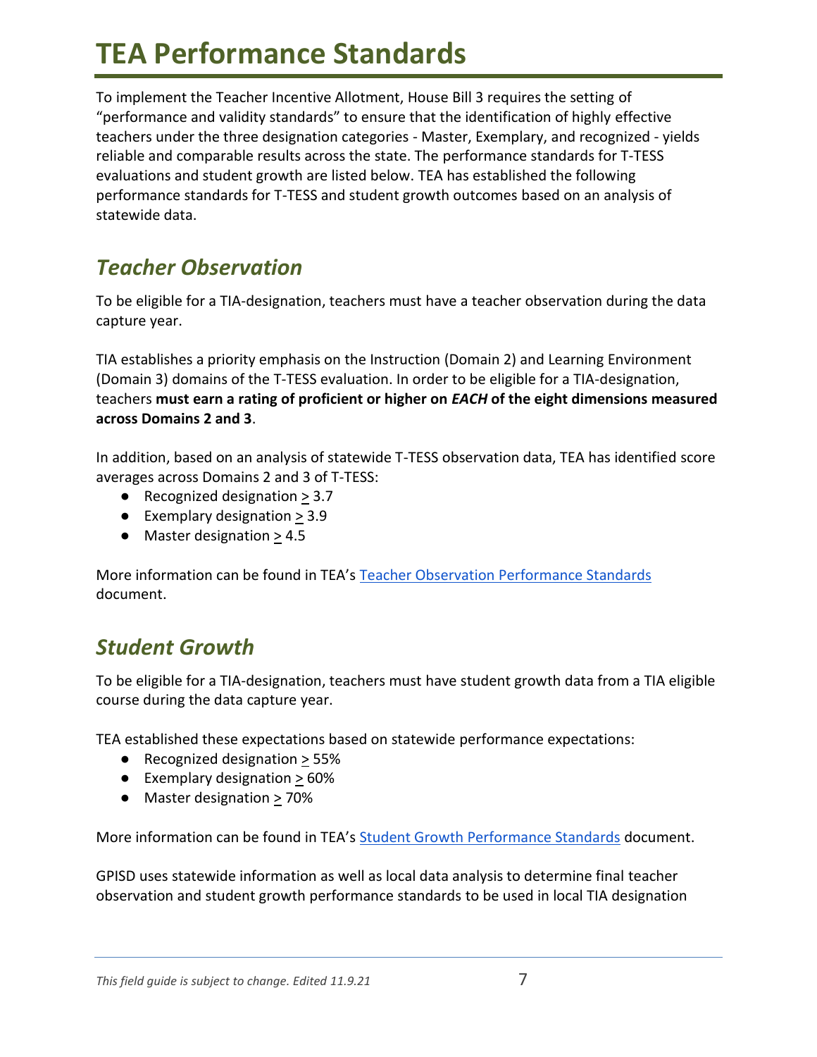# TEA Performance Standards

To implement the Teacher Incentive Allotment, House Bill 3 requires the setting of "performance and validity standards" to ensure that the identification of highly effective teachers under the three designation categories - Master, Exemplary, and recognized - yields reliable and comparable results across the state. The performance standards for T-TESS evaluations and student growth are listed below. TEA has established the following performance standards for T-TESS and student growth outcomes based on an analysis of statewide data.

## *Teacher Observation*

To be eligible for a TIA-designation, teachers must have a teacher observation during the data capture year.

TIA establishes a priority emphasis on the Instruction (Domain 2) and Learning Environment (Domain 3) domains of the T-TESS evaluation. In order to be eligible for a TIA-designation, teachers **must earn a rating of proficient or higher on *EACH* of the eight dimensions measured across Domains 2 and 3**.

In addition, based on an analysis of statewide T-TESS observation data, TEA has identified score averages across Domains 2 and 3 of T-TESS:

- Recognized designation ≥ 3.7
- Exemplary designation ≥ 3.9
- Master designation ≥ 4.5

More information can be found in TEA's Teacher Observation Performance Standards document.

## *Student Growth*

To be eligible for a TIA-designation, teachers must have student growth data from a TIA eligible course during the data capture year.

TEA established these expectations based on statewide performance expectations:

- Recognized designation ≥ 55%
- Exemplary designation ≥ 60%
- Master designation ≥ 70%

More information can be found in TEA's Student Growth Performance Standards document.

GPISD uses statewide information as well as local data analysis to determine final teacher observation and student growth performance standards to be used in local TIA designation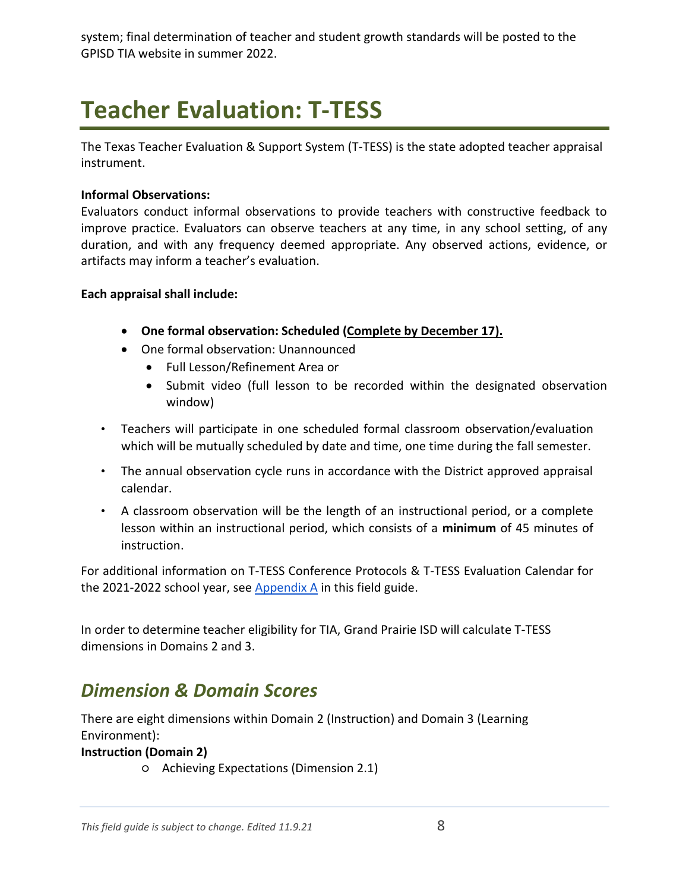system; final determination of teacher and student growth standards will be posted to the GPISD TIA website in summer 2022.

# Teacher Evaluation: T-TESS

The Texas Teacher Evaluation & Support System (T-TESS) is the state adopted teacher appraisal instrument.

**Informal Observations:**
Evaluators conduct informal observations to provide teachers with constructive feedback to improve practice. Evaluators can observe teachers at any time, in any school setting, of any duration, and with any frequency deemed appropriate. Any observed actions, evidence, or artifacts may inform a teacher's evaluation.

**Each appraisal shall include:**

- **One formal observation: Scheduled (<u>Complete by December 17).</u>**
- One formal observation: Unannounced
  - Full Lesson/Refinement Area or
  - Submit video (full lesson to be recorded within the designated observation window)

- Teachers will participate in one scheduled formal classroom observation/evaluation which will be mutually scheduled by date and time, one time during the fall semester.
- The annual observation cycle runs in accordance with the District approved appraisal calendar.
- A classroom observation will be the length of an instructional period, or a complete lesson within an instructional period, which consists of a **minimum** of 45 minutes of instruction.

For additional information on T-TESS Conference Protocols & T-TESS Evaluation Calendar for the 2021-2022 school year, see [Appendix A] in this field guide.

In order to determine teacher eligibility for TIA, Grand Prairie ISD will calculate T-TESS dimensions in Domains 2 and 3.

## *Dimension & Domain Scores*

There are eight dimensions within Domain 2 (Instruction) and Domain 3 (Learning Environment):

**Instruction (Domain 2)**

- Achieving Expectations (Dimension 2.1)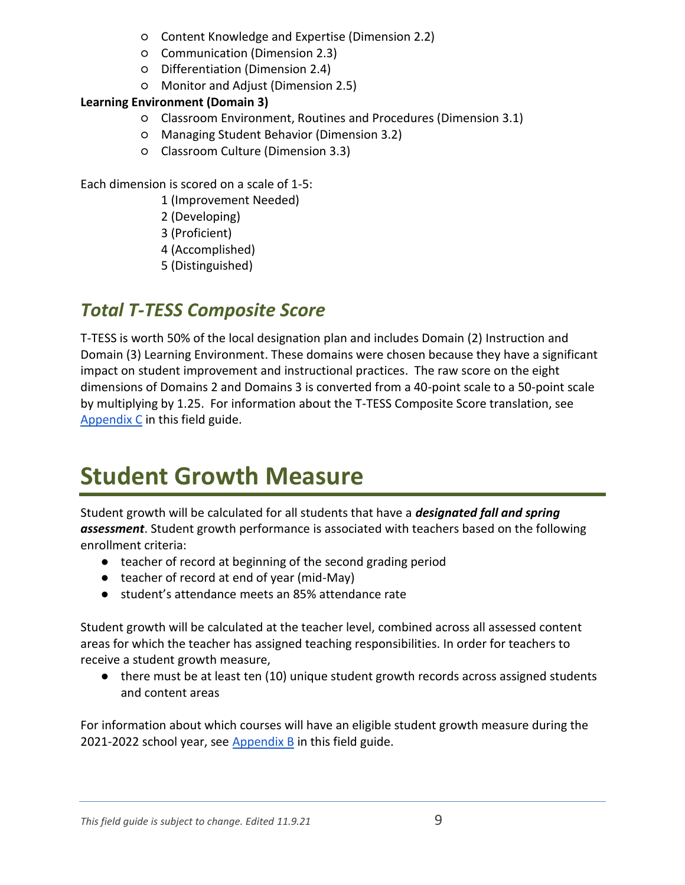- Content Knowledge and Expertise (Dimension 2.2)
- Communication (Dimension 2.3)
- Differentiation (Dimension 2.4)
- Monitor and Adjust (Dimension 2.5)

**Learning Environment (Domain 3)**

- Classroom Environment, Routines and Procedures (Dimension 3.1)
- Managing Student Behavior (Dimension 3.2)
- Classroom Culture (Dimension 3.3)

Each dimension is scored on a scale of 1-5:

1 (Improvement Needed)
2 (Developing)
3 (Proficient)
4 (Accomplished)
5 (Distinguished)

## *Total T-TESS Composite Score*

T-TESS is worth 50% of the local designation plan and includes Domain (2) Instruction and Domain (3) Learning Environment. These domains were chosen because they have a significant impact on student improvement and instructional practices. The raw score on the eight dimensions of Domains 2 and Domains 3 is converted from a 40-point scale to a 50-point scale by multiplying by 1.25. For information about the T-TESS Composite Score translation, see Appendix C in this field guide.

# Student Growth Measure

Student growth will be calculated for all students that have a ***designated fall and spring assessment***. Student growth performance is associated with teachers based on the following enrollment criteria:

- teacher of record at beginning of the second grading period
- teacher of record at end of year (mid-May)
- student's attendance meets an 85% attendance rate

Student growth will be calculated at the teacher level, combined across all assessed content areas for which the teacher has assigned teaching responsibilities. In order for teachers to receive a student growth measure,

- there must be at least ten (10) unique student growth records across assigned students and content areas

For information about which courses will have an eligible student growth measure during the 2021-2022 school year, see Appendix B in this field guide.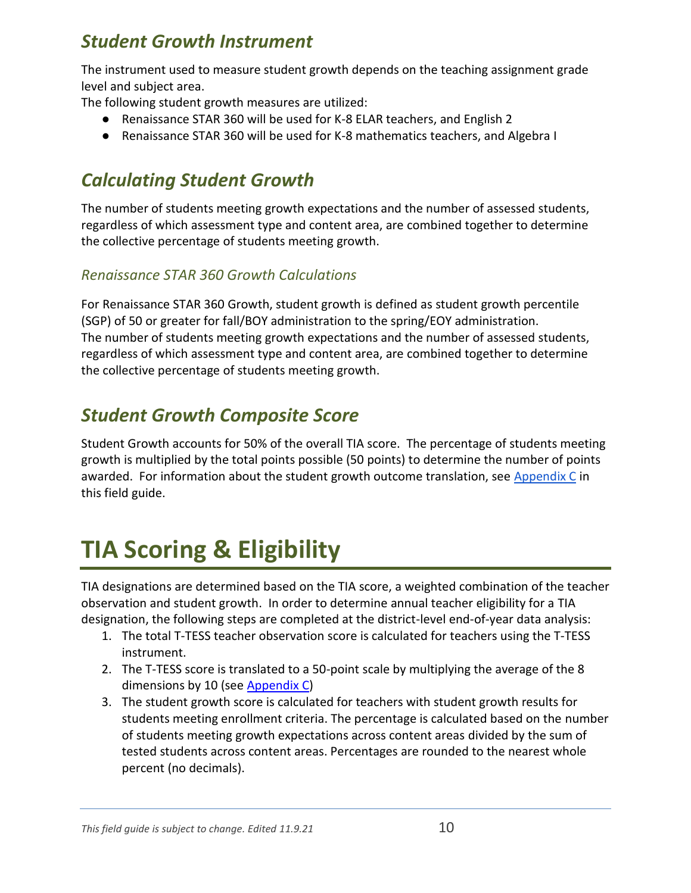## *Student Growth Instrument*

The instrument used to measure student growth depends on the teaching assignment grade level and subject area.
The following student growth measures are utilized:

- Renaissance STAR 360 will be used for K-8 ELAR teachers, and English 2
- Renaissance STAR 360 will be used for K-8 mathematics teachers, and Algebra I

## *Calculating Student Growth*

The number of students meeting growth expectations and the number of assessed students, regardless of which assessment type and content area, are combined together to determine the collective percentage of students meeting growth.

### *Renaissance STAR 360 Growth Calculations*

For Renaissance STAR 360 Growth, student growth is defined as student growth percentile (SGP) of 50 or greater for fall/BOY administration to the spring/EOY administration.
The number of students meeting growth expectations and the number of assessed students, regardless of which assessment type and content area, are combined together to determine the collective percentage of students meeting growth.

## *Student Growth Composite Score*

Student Growth accounts for 50% of the overall TIA score. The percentage of students meeting growth is multiplied by the total points possible (50 points) to determine the number of points awarded. For information about the student growth outcome translation, see Appendix C in this field guide.

# TIA Scoring & Eligibility

TIA designations are determined based on the TIA score, a weighted combination of the teacher observation and student growth. In order to determine annual teacher eligibility for a TIA designation, the following steps are completed at the district-level end-of-year data analysis:

1. The total T-TESS teacher observation score is calculated for teachers using the T-TESS instrument.
2. The T-TESS score is translated to a 50-point scale by multiplying the average of the 8 dimensions by 10 (see Appendix C)
3. The student growth score is calculated for teachers with student growth results for students meeting enrollment criteria. The percentage is calculated based on the number of students meeting growth expectations across content areas divided by the sum of tested students across content areas. Percentages are rounded to the nearest whole percent (no decimals).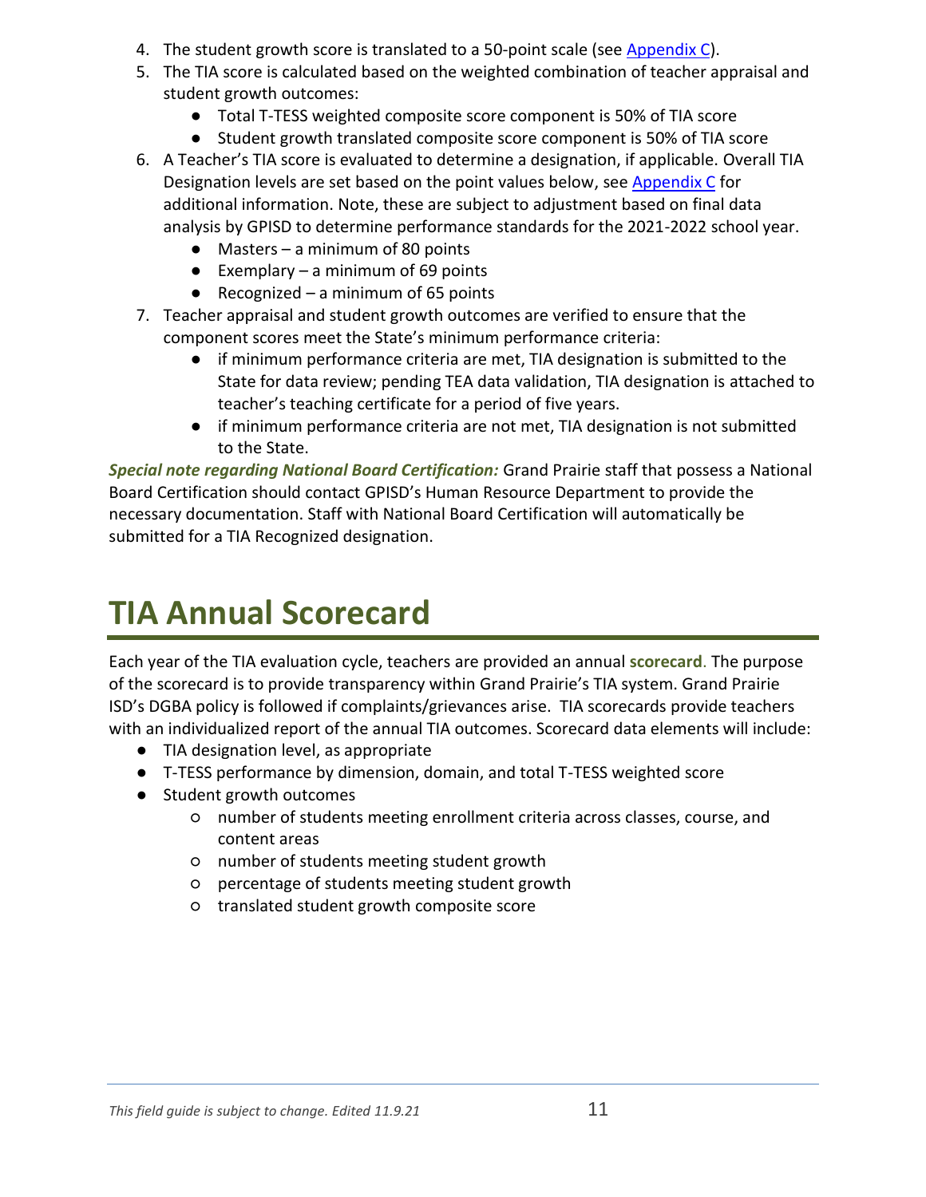4. The student growth score is translated to a 50-point scale (see [Appendix C](#)).
5. The TIA score is calculated based on the weighted combination of teacher appraisal and student growth outcomes:
   - Total T-TESS weighted composite score component is 50% of TIA score
   - Student growth translated composite score component is 50% of TIA score
6. A Teacher's TIA score is evaluated to determine a designation, if applicable. Overall TIA Designation levels are set based on the point values below, see [Appendix C](#) for additional information. Note, these are subject to adjustment based on final data analysis by GPISD to determine performance standards for the 2021-2022 school year.
   - Masters – a minimum of 80 points
   - Exemplary – a minimum of 69 points
   - Recognized – a minimum of 65 points
7. Teacher appraisal and student growth outcomes are verified to ensure that the component scores meet the State's minimum performance criteria:
   - if minimum performance criteria are met, TIA designation is submitted to the State for data review; pending TEA data validation, TIA designation is attached to teacher's teaching certificate for a period of five years.
   - if minimum performance criteria are not met, TIA designation is not submitted to the State.

***Special note regarding National Board Certification:*** Grand Prairie staff that possess a National Board Certification should contact GPISD's Human Resource Department to provide the necessary documentation. Staff with National Board Certification will automatically be submitted for a TIA Recognized designation.

# TIA Annual Scorecard

Each year of the TIA evaluation cycle, teachers are provided an annual **scorecard**. The purpose of the scorecard is to provide transparency within Grand Prairie's TIA system. Grand Prairie ISD's DGBA policy is followed if complaints/grievances arise. TIA scorecards provide teachers with an individualized report of the annual TIA outcomes. Scorecard data elements will include:

- TIA designation level, as appropriate
- T-TESS performance by dimension, domain, and total T-TESS weighted score
- Student growth outcomes
  - number of students meeting enrollment criteria across classes, course, and content areas
  - number of students meeting student growth
  - percentage of students meeting student growth
  - translated student growth composite score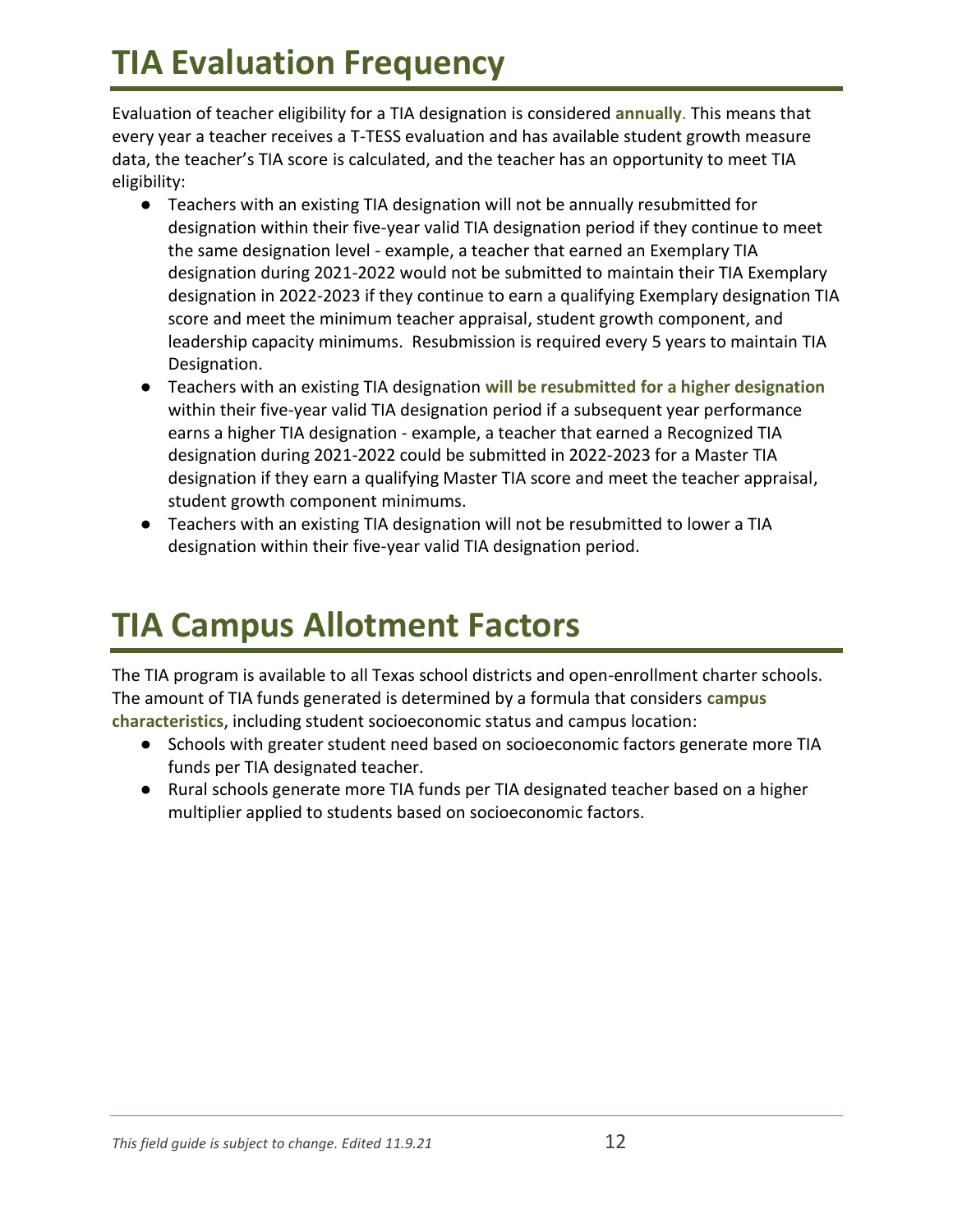# TIA Evaluation Frequency

Evaluation of teacher eligibility for a TIA designation is considered **annually**. This means that every year a teacher receives a T-TESS evaluation and has available student growth measure data, the teacher's TIA score is calculated, and the teacher has an opportunity to meet TIA eligibility:

- Teachers with an existing TIA designation will not be annually resubmitted for designation within their five-year valid TIA designation period if they continue to meet the same designation level - example, a teacher that earned an Exemplary TIA designation during 2021-2022 would not be submitted to maintain their TIA Exemplary designation in 2022-2023 if they continue to earn a qualifying Exemplary designation TIA score and meet the minimum teacher appraisal, student growth component, and leadership capacity minimums. Resubmission is required every 5 years to maintain TIA Designation.
- Teachers with an existing TIA designation **will be resubmitted for a higher designation** within their five-year valid TIA designation period if a subsequent year performance earns a higher TIA designation - example, a teacher that earned a Recognized TIA designation during 2021-2022 could be submitted in 2022-2023 for a Master TIA designation if they earn a qualifying Master TIA score and meet the teacher appraisal, student growth component minimums.
- Teachers with an existing TIA designation will not be resubmitted to lower a TIA designation within their five-year valid TIA designation period.

# TIA Campus Allotment Factors

The TIA program is available to all Texas school districts and open-enrollment charter schools. The amount of TIA funds generated is determined by a formula that considers **campus characteristics**, including student socioeconomic status and campus location:

- Schools with greater student need based on socioeconomic factors generate more TIA funds per TIA designated teacher.
- Rural schools generate more TIA funds per TIA designated teacher based on a higher multiplier applied to students based on socioeconomic factors.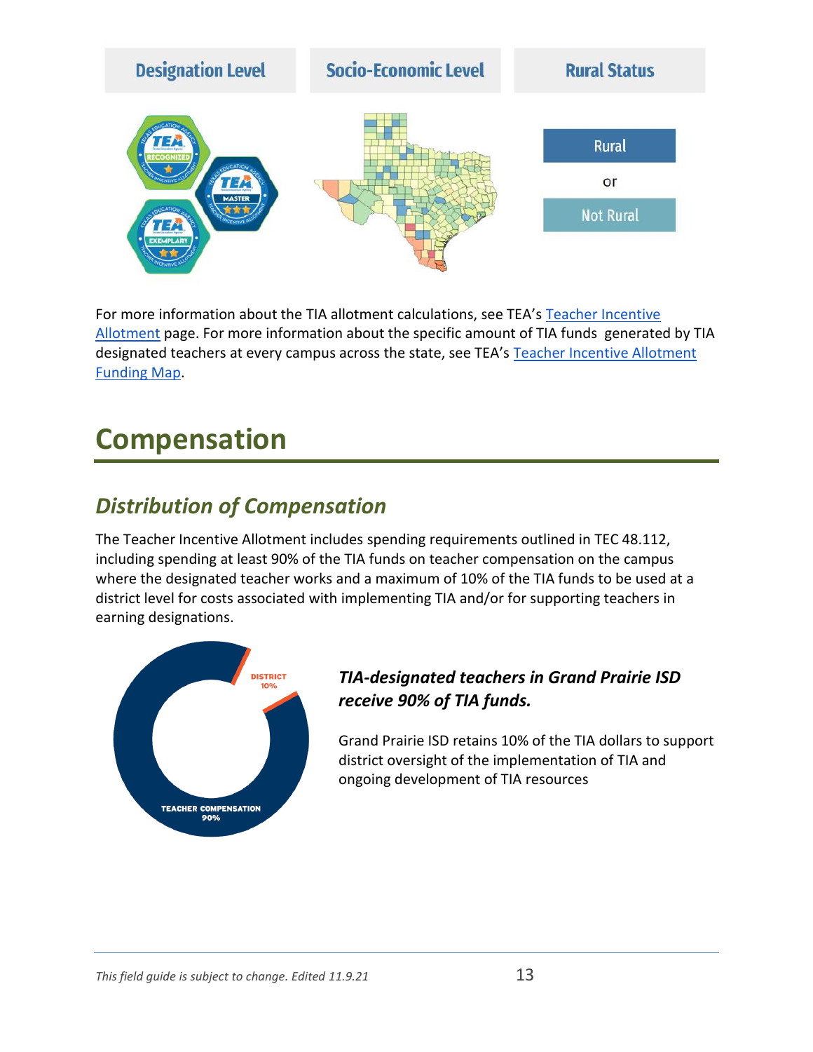| Designation Level | Socio-Economic Level | Rural Status |
| --- | --- | --- |
| | | Rural or Not Rural |

For more information about the TIA allotment calculations, see TEA's [Teacher Incentive Allotment]() page. For more information about the specific amount of TIA funds generated by TIA designated teachers at every campus across the state, see TEA's [Teacher Incentive Allotment Funding Map]().

# Compensation

## *Distribution of Compensation*

The Teacher Incentive Allotment includes spending requirements outlined in TEC 48.112, including spending at least 90% of the TIA funds on teacher compensation on the campus where the designated teacher works and a maximum of 10% of the TIA funds to be used at a district level for costs associated with implementing TIA and/or for supporting teachers in earning designations.

DISTRICT 10%

TEACHER COMPENSATION 90%

***TIA-designated teachers in Grand Prairie ISD receive 90% of TIA funds.***

Grand Prairie ISD retains 10% of the TIA dollars to support district oversight of the implementation of TIA and ongoing development of TIA resources

*This field guide is subject to change. Edited 11.9.21*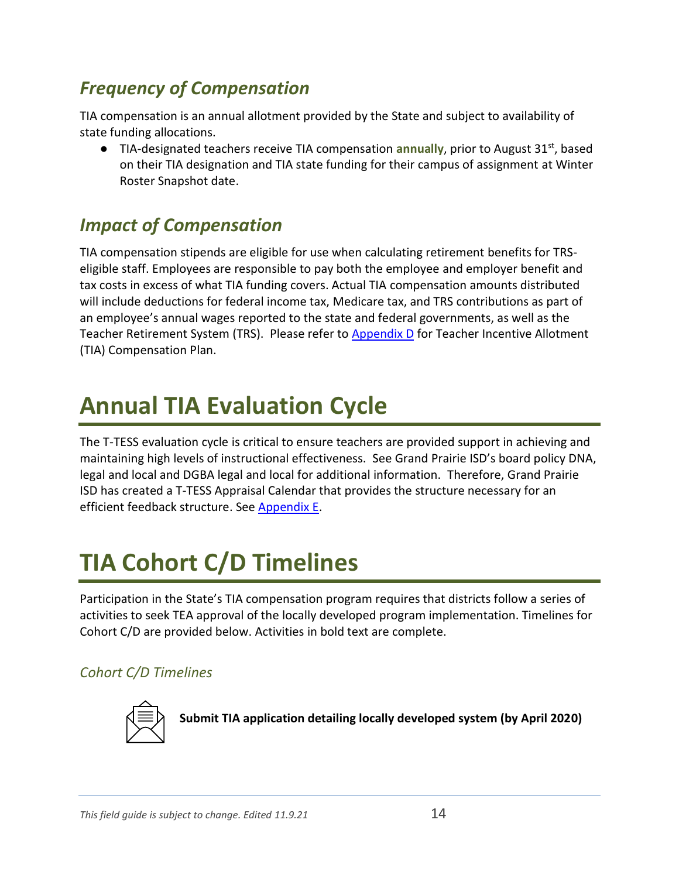## *Frequency of Compensation*

TIA compensation is an annual allotment provided by the State and subject to availability of state funding allocations.

- TIA-designated teachers receive TIA compensation **annually**, prior to August 31st, based on their TIA designation and TIA state funding for their campus of assignment at Winter Roster Snapshot date.

## *Impact of Compensation*

TIA compensation stipends are eligible for use when calculating retirement benefits for TRS-eligible staff. Employees are responsible to pay both the employee and employer benefit and tax costs in excess of what TIA funding covers. Actual TIA compensation amounts distributed will include deductions for federal income tax, Medicare tax, and TRS contributions as part of an employee's annual wages reported to the state and federal governments, as well as the Teacher Retirement System (TRS). Please refer to [Appendix D](#) for Teacher Incentive Allotment (TIA) Compensation Plan.

# Annual TIA Evaluation Cycle

The T-TESS evaluation cycle is critical to ensure teachers are provided support in achieving and maintaining high levels of instructional effectiveness. See Grand Prairie ISD's board policy DNA, legal and local and DGBA legal and local for additional information. Therefore, Grand Prairie ISD has created a T-TESS Appraisal Calendar that provides the structure necessary for an efficient feedback structure. See [Appendix E](#).

# TIA Cohort C/D Timelines

Participation in the State's TIA compensation program requires that districts follow a series of activities to seek TEA approval of the locally developed program implementation. Timelines for Cohort C/D are provided below. Activities in bold text are complete.

### *Cohort C/D Timelines*

**Submit TIA application detailing locally developed system (by April 2020)**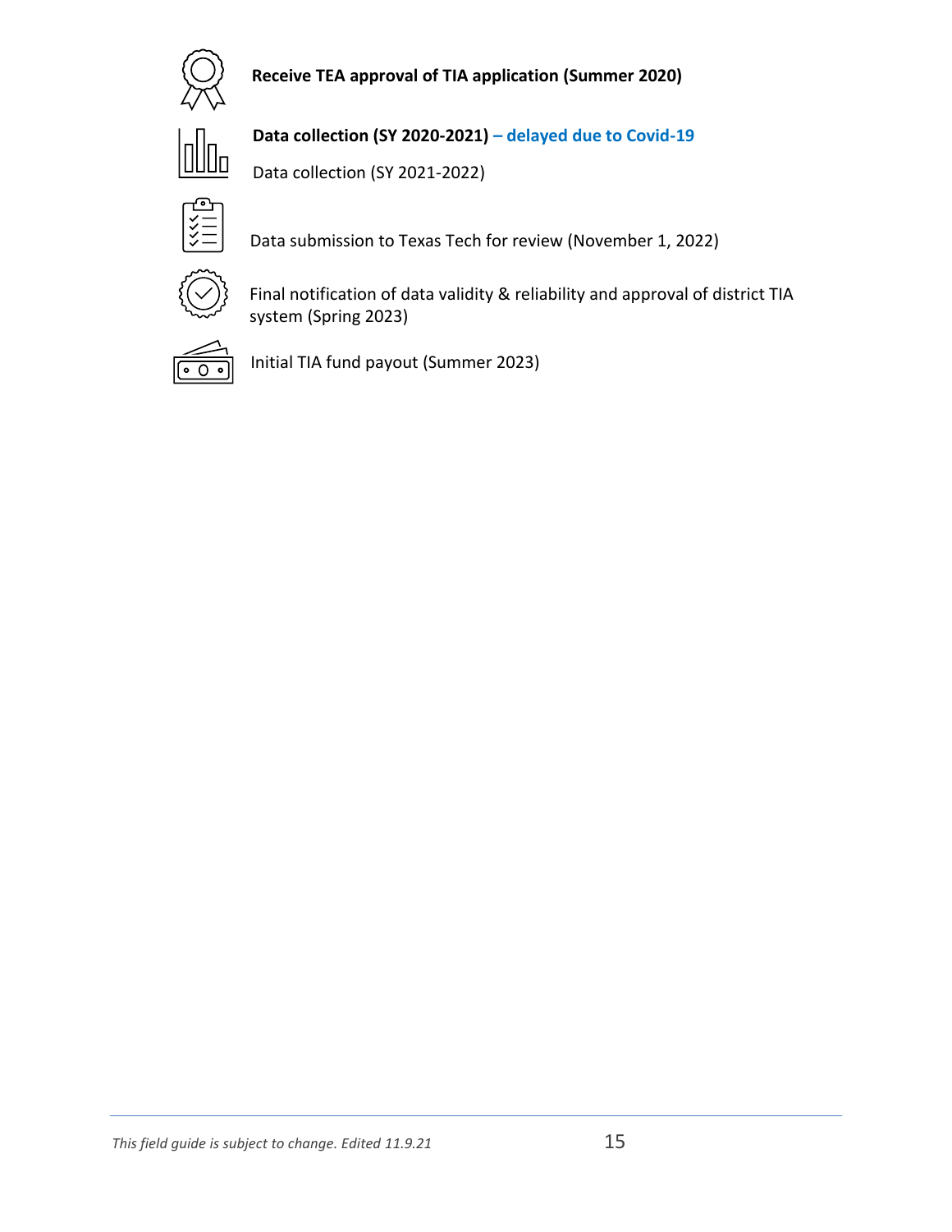**Receive TEA approval of TIA application (Summer 2020)**

**Data collection (SY 2020-2021) – delayed due to Covid-19**

Data collection (SY 2021-2022)

Data submission to Texas Tech for review (November 1, 2022)

Final notification of data validity & reliability and approval of district TIA system (Spring 2023)

Initial TIA fund payout (Summer 2023)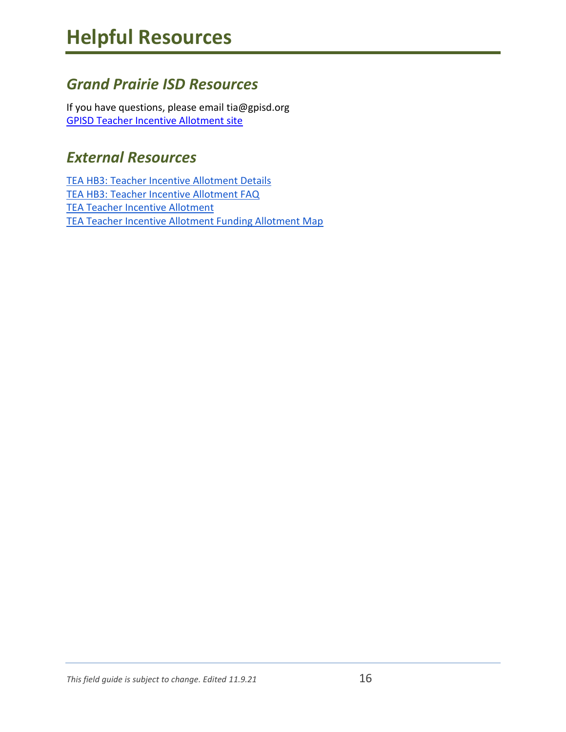# Helpful Resources

## *Grand Prairie ISD Resources*

If you have questions, please email tia@gpisd.org
GPISD Teacher Incentive Allotment site

## *External Resources*

TEA HB3: Teacher Incentive Allotment Details
TEA HB3: Teacher Incentive Allotment FAQ
TEA Teacher Incentive Allotment
TEA Teacher Incentive Allotment Funding Allotment Map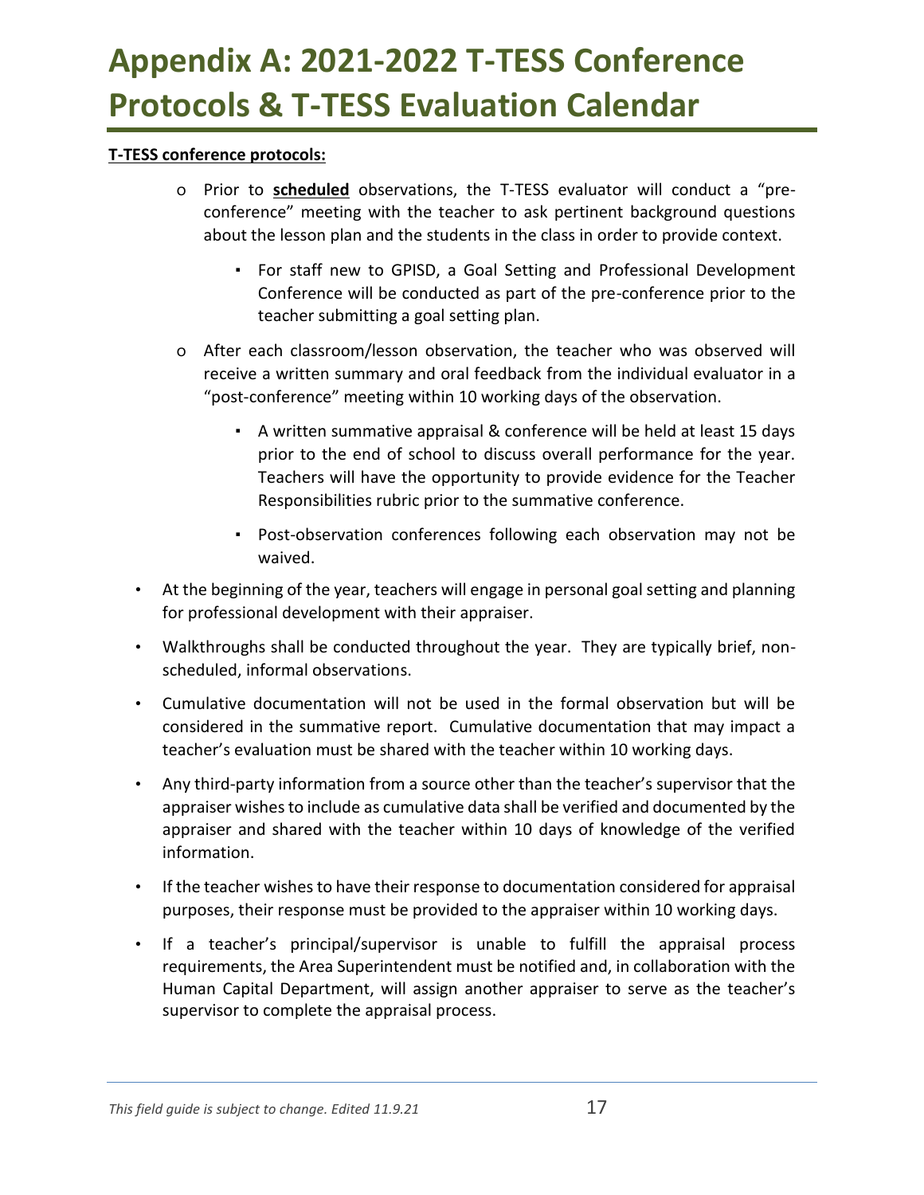# Appendix A: 2021-2022 T-TESS Conference Protocols & T-TESS Evaluation Calendar

**T-TESS conference protocols:**

- Prior to **scheduled** observations, the T-TESS evaluator will conduct a "pre-conference" meeting with the teacher to ask pertinent background questions about the lesson plan and the students in the class in order to provide context.
  - For staff new to GPISD, a Goal Setting and Professional Development Conference will be conducted as part of the pre-conference prior to the teacher submitting a goal setting plan.
- After each classroom/lesson observation, the teacher who was observed will receive a written summary and oral feedback from the individual evaluator in a "post-conference" meeting within 10 working days of the observation.
  - A written summative appraisal & conference will be held at least 15 days prior to the end of school to discuss overall performance for the year. Teachers will have the opportunity to provide evidence for the Teacher Responsibilities rubric prior to the summative conference.
  - Post-observation conferences following each observation may not be waived.

- At the beginning of the year, teachers will engage in personal goal setting and planning for professional development with their appraiser.
- Walkthroughs shall be conducted throughout the year. They are typically brief, non-scheduled, informal observations.
- Cumulative documentation will not be used in the formal observation but will be considered in the summative report. Cumulative documentation that may impact a teacher's evaluation must be shared with the teacher within 10 working days.
- Any third-party information from a source other than the teacher's supervisor that the appraiser wishes to include as cumulative data shall be verified and documented by the appraiser and shared with the teacher within 10 days of knowledge of the verified information.
- If the teacher wishes to have their response to documentation considered for appraisal purposes, their response must be provided to the appraiser within 10 working days.
- If a teacher's principal/supervisor is unable to fulfill the appraisal process requirements, the Area Superintendent must be notified and, in collaboration with the Human Capital Department, will assign another appraiser to serve as the teacher's supervisor to complete the appraisal process.

*This field guide is subject to change. Edited 11.9.21*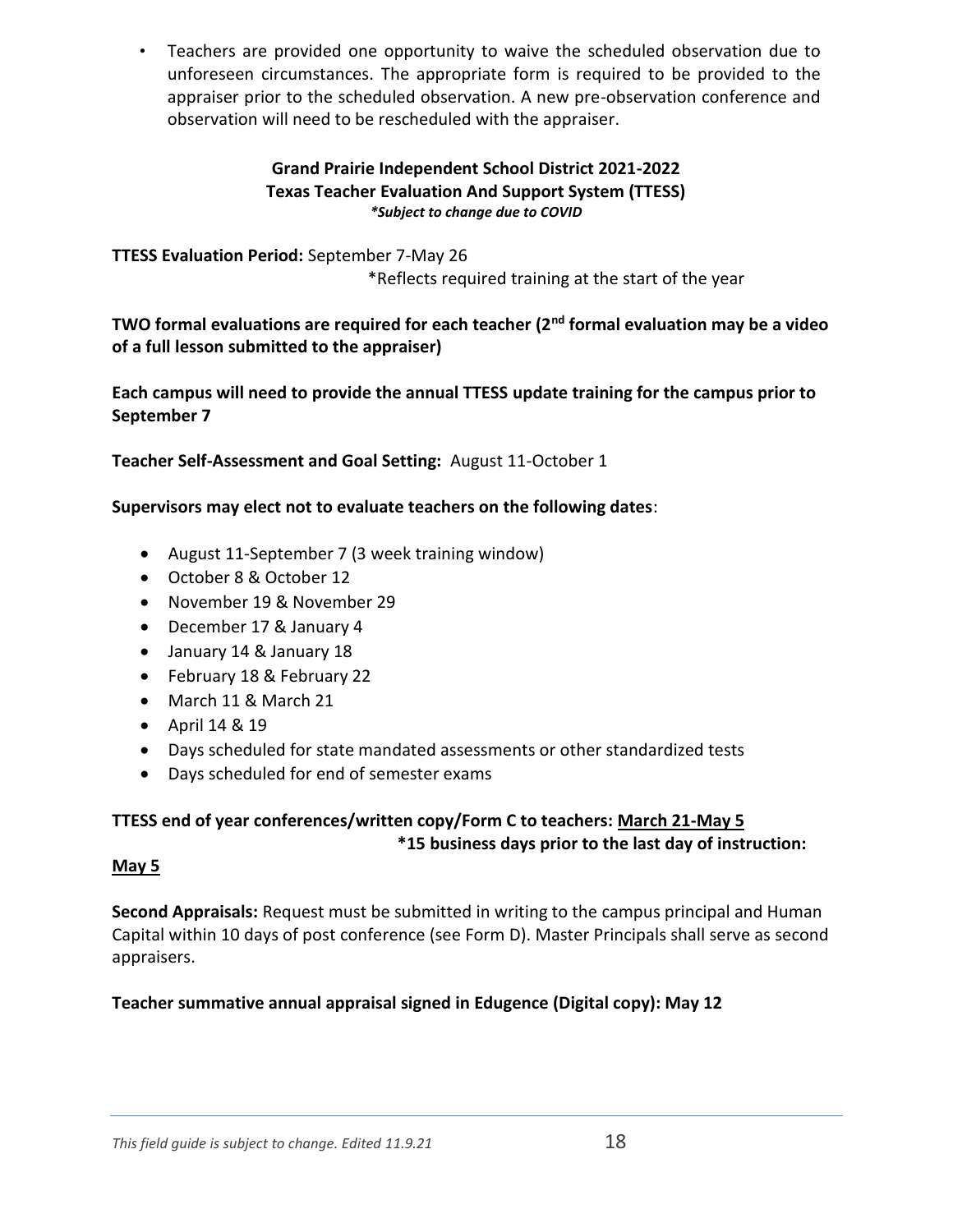- Teachers are provided one opportunity to waive the scheduled observation due to unforeseen circumstances. The appropriate form is required to be provided to the appraiser prior to the scheduled observation. A new pre-observation conference and observation will need to be rescheduled with the appraiser.

**Grand Prairie Independent School District 2021-2022**
**Texas Teacher Evaluation And Support System (TTESS)**
***Subject to change due to COVID***

**TTESS Evaluation Period:** September 7-May 26
*Reflects required training at the start of the year

**TWO formal evaluations are required for each teacher (2nd formal evaluation may be a video of a full lesson submitted to the appraiser)**

**Each campus will need to provide the annual TTESS update training for the campus prior to September 7**

**Teacher Self-Assessment and Goal Setting:** August 11-October 1

**Supervisors may elect not to evaluate teachers on the following dates**:

- August 11-September 7 (3 week training window)
- October 8 & October 12
- November 19 & November 29
- December 17 & January 4
- January 14 & January 18
- February 18 & February 22
- March 11 & March 21
- April 14 & 19
- Days scheduled for state mandated assessments or other standardized tests
- Days scheduled for end of semester exams

**TTESS end of year conferences/written copy/Form C to teachers: March 21-May 5**
**\*15 business days prior to the last day of instruction: May 5**

**Second Appraisals:** Request must be submitted in writing to the campus principal and Human Capital within 10 days of post conference (see Form D). Master Principals shall serve as second appraisers.

**Teacher summative annual appraisal signed in Edugence (Digital copy): May 12**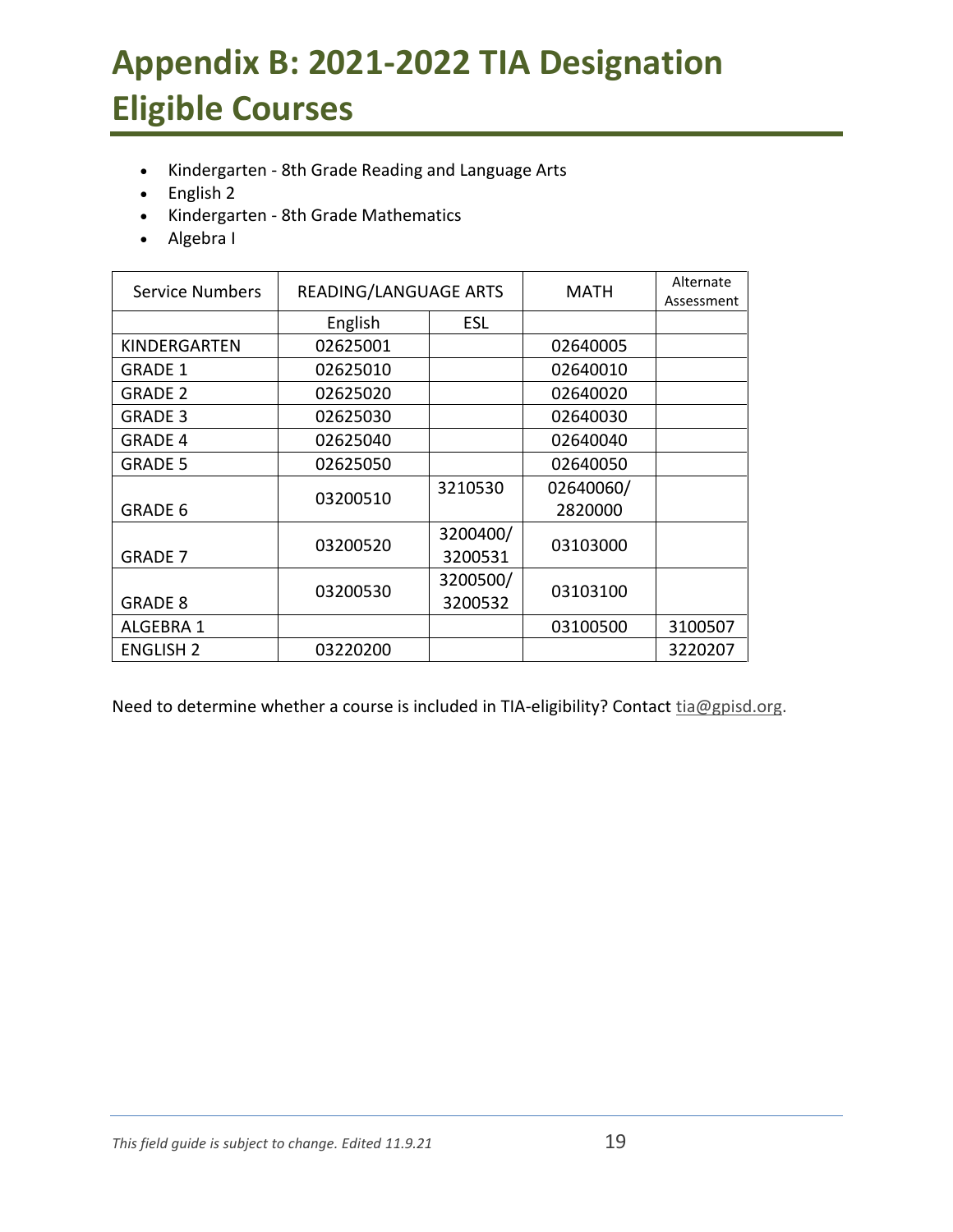# Appendix B: 2021-2022 TIA Designation Eligible Courses

- Kindergarten - 8th Grade Reading and Language Arts
- English 2
- Kindergarten - 8th Grade Mathematics
- Algebra I

| Service Numbers | READING/LANGUAGE ARTS | | MATH | Alternate Assessment |
|---|---|---|---|---|
| | English | ESL | | |
| KINDERGARTEN | 02625001 | | 02640005 | |
| GRADE 1 | 02625010 | | 02640010 | |
| GRADE 2 | 02625020 | | 02640020 | |
| GRADE 3 | 02625030 | | 02640030 | |
| GRADE 4 | 02625040 | | 02640040 | |
| GRADE 5 | 02625050 | | 02640050 | |
| GRADE 6 | 03200510 | 3210530 | 02640060/ 2820000 | |
| GRADE 7 | 03200520 | 3200400/ 3200531 | 03103000 | |
| GRADE 8 | 03200530 | 3200500/ 3200532 | 03103100 | |
| ALGEBRA 1 | | | 03100500 | 3100507 |
| ENGLISH 2 | 03220200 | | | 3220207 |

Need to determine whether a course is included in TIA-eligibility? Contact tia@gpisd.org.

*This field guide is subject to change. Edited 11.9.21*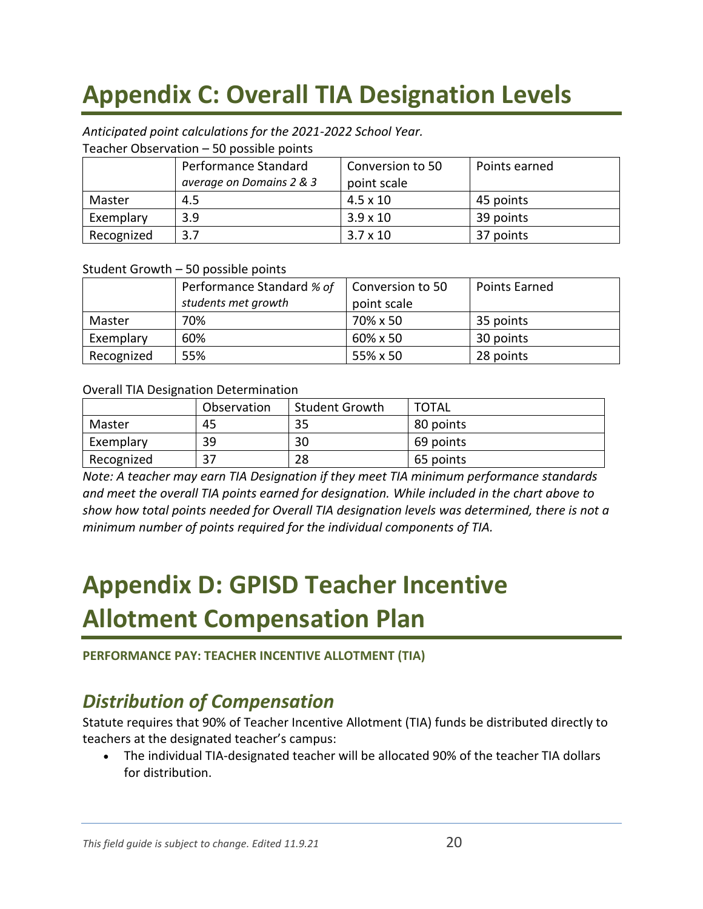# Appendix C: Overall TIA Designation Levels

*Anticipated point calculations for the 2021-2022 School Year.*

Teacher Observation – 50 possible points

| | Performance Standard *average on Domains 2 & 3* | Conversion to 50 point scale | Points earned |
|---|---|---|---|
| Master | 4.5 | 4.5 x 10 | 45 points |
| Exemplary | 3.9 | 3.9 x 10 | 39 points |
| Recognized | 3.7 | 3.7 x 10 | 37 points |

Student Growth – 50 possible points

| | Performance Standard *% of students met growth* | Conversion to 50 point scale | Points Earned |
|---|---|---|---|
| Master | 70% | 70% x 50 | 35 points |
| Exemplary | 60% | 60% x 50 | 30 points |
| Recognized | 55% | 55% x 50 | 28 points |

Overall TIA Designation Determination

| | Observation | Student Growth | TOTAL |
|---|---|---|---|
| Master | 45 | 35 | 80 points |
| Exemplary | 39 | 30 | 69 points |
| Recognized | 37 | 28 | 65 points |

*Note: A teacher may earn TIA Designation if they meet TIA minimum performance standards and meet the overall TIA points earned for designation. While included in the chart above to show how total points needed for Overall TIA designation levels was determined, there is not a minimum number of points required for the individual components of TIA.*

# Appendix D: GPISD Teacher Incentive Allotment Compensation Plan

**PERFORMANCE PAY: TEACHER INCENTIVE ALLOTMENT (TIA)**

## *Distribution of Compensation*

Statute requires that 90% of Teacher Incentive Allotment (TIA) funds be distributed directly to teachers at the designated teacher's campus:

- The individual TIA-designated teacher will be allocated 90% of the teacher TIA dollars for distribution.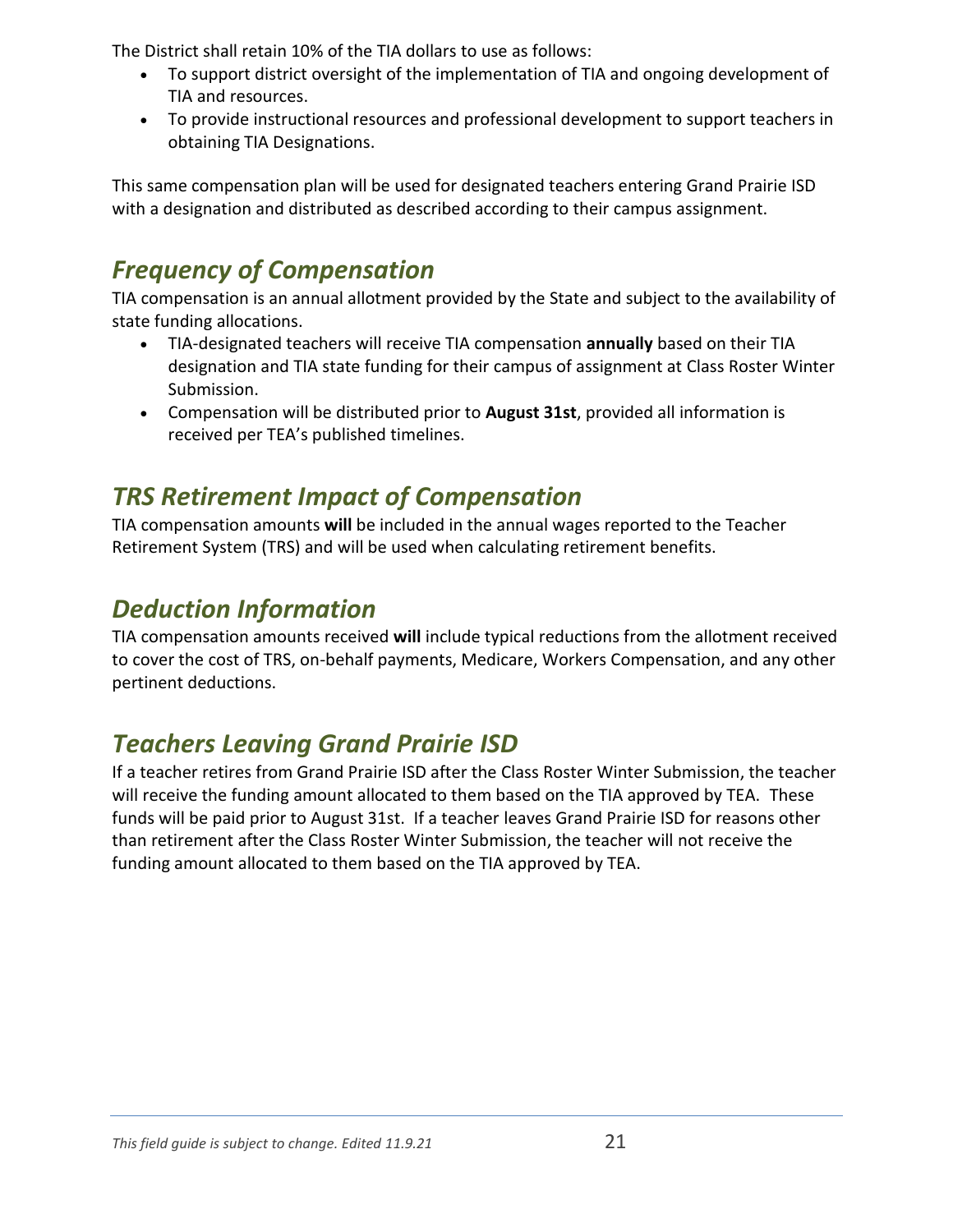The District shall retain 10% of the TIA dollars to use as follows:

- To support district oversight of the implementation of TIA and ongoing development of TIA and resources.
- To provide instructional resources and professional development to support teachers in obtaining TIA Designations.

This same compensation plan will be used for designated teachers entering Grand Prairie ISD with a designation and distributed as described according to their campus assignment.

## *Frequency of Compensation*

TIA compensation is an annual allotment provided by the State and subject to the availability of state funding allocations.

- TIA-designated teachers will receive TIA compensation **annually** based on their TIA designation and TIA state funding for their campus of assignment at Class Roster Winter Submission.
- Compensation will be distributed prior to **August 31st**, provided all information is received per TEA's published timelines.

## *TRS Retirement Impact of Compensation*

TIA compensation amounts **will** be included in the annual wages reported to the Teacher Retirement System (TRS) and will be used when calculating retirement benefits.

## *Deduction Information*

TIA compensation amounts received **will** include typical reductions from the allotment received to cover the cost of TRS, on-behalf payments, Medicare, Workers Compensation, and any other pertinent deductions.

## *Teachers Leaving Grand Prairie ISD*

If a teacher retires from Grand Prairie ISD after the Class Roster Winter Submission, the teacher will receive the funding amount allocated to them based on the TIA approved by TEA. These funds will be paid prior to August 31st. If a teacher leaves Grand Prairie ISD for reasons other than retirement after the Class Roster Winter Submission, the teacher will not receive the funding amount allocated to them based on the TIA approved by TEA.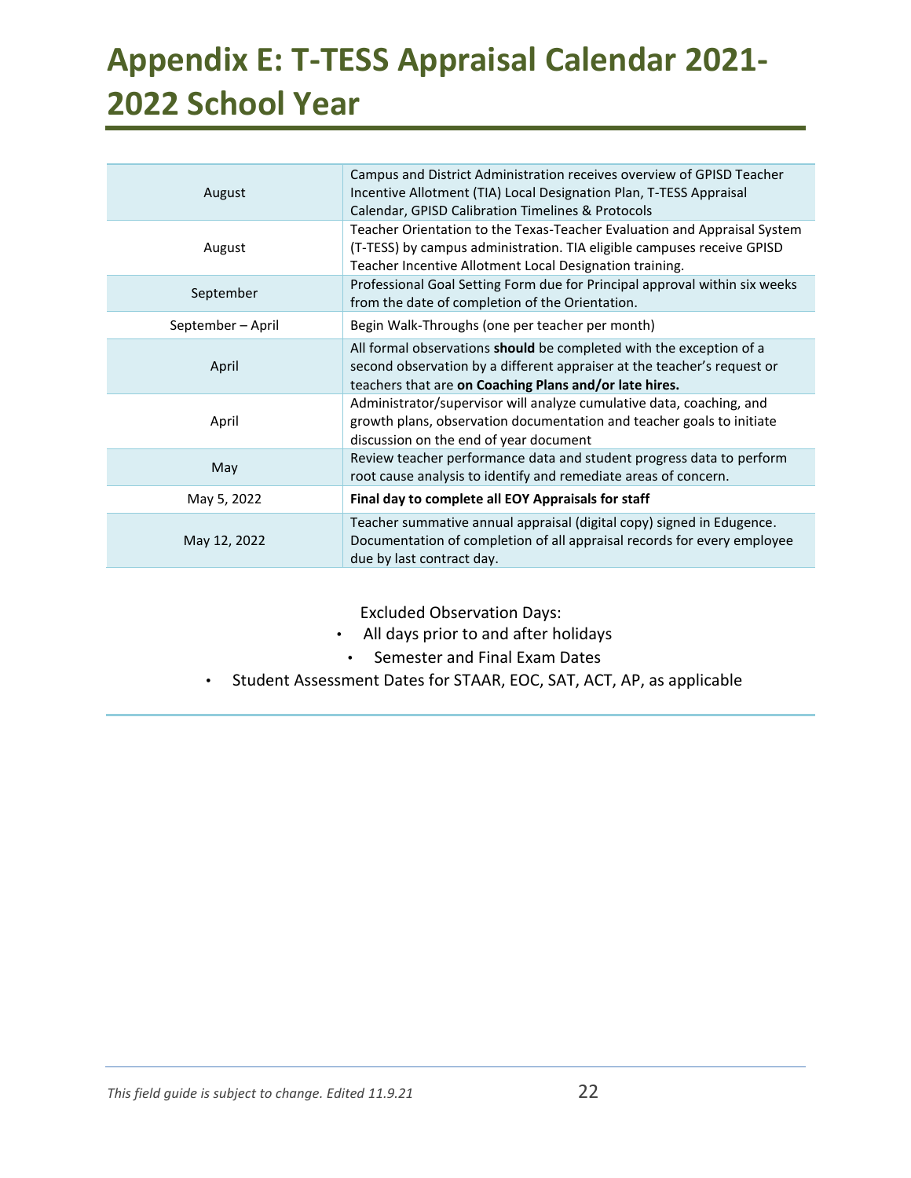# Appendix E: T-TESS Appraisal Calendar 2021-2022 School Year

| | |
|---|---|
| August | Campus and District Administration receives overview of GPISD Teacher Incentive Allotment (TIA) Local Designation Plan, T-TESS Appraisal Calendar, GPISD Calibration Timelines & Protocols |
| August | Teacher Orientation to the Texas-Teacher Evaluation and Appraisal System (T-TESS) by campus administration. TIA eligible campuses receive GPISD Teacher Incentive Allotment Local Designation training. |
| September | Professional Goal Setting Form due for Principal approval within six weeks from the date of completion of the Orientation. |
| September – April | Begin Walk-Throughs (one per teacher per month) |
| April | All formal observations **should** be completed with the exception of a second observation by a different appraiser at the teacher's request or teachers that are **on Coaching Plans and/or late hires.** |
| April | Administrator/supervisor will analyze cumulative data, coaching, and growth plans, observation documentation and teacher goals to initiate discussion on the end of year document |
| May | Review teacher performance data and student progress data to perform root cause analysis to identify and remediate areas of concern. |
| May 5, 2022 | **Final day to complete all EOY Appraisals for staff** |
| May 12, 2022 | Teacher summative annual appraisal (digital copy) signed in Edugence. Documentation of completion of all appraisal records for every employee due by last contract day. |

Excluded Observation Days:

- All days prior to and after holidays
- Semester and Final Exam Dates
- Student Assessment Dates for STAAR, EOC, SAT, ACT, AP, as applicable

*This field guide is subject to change. Edited 11.9.21*